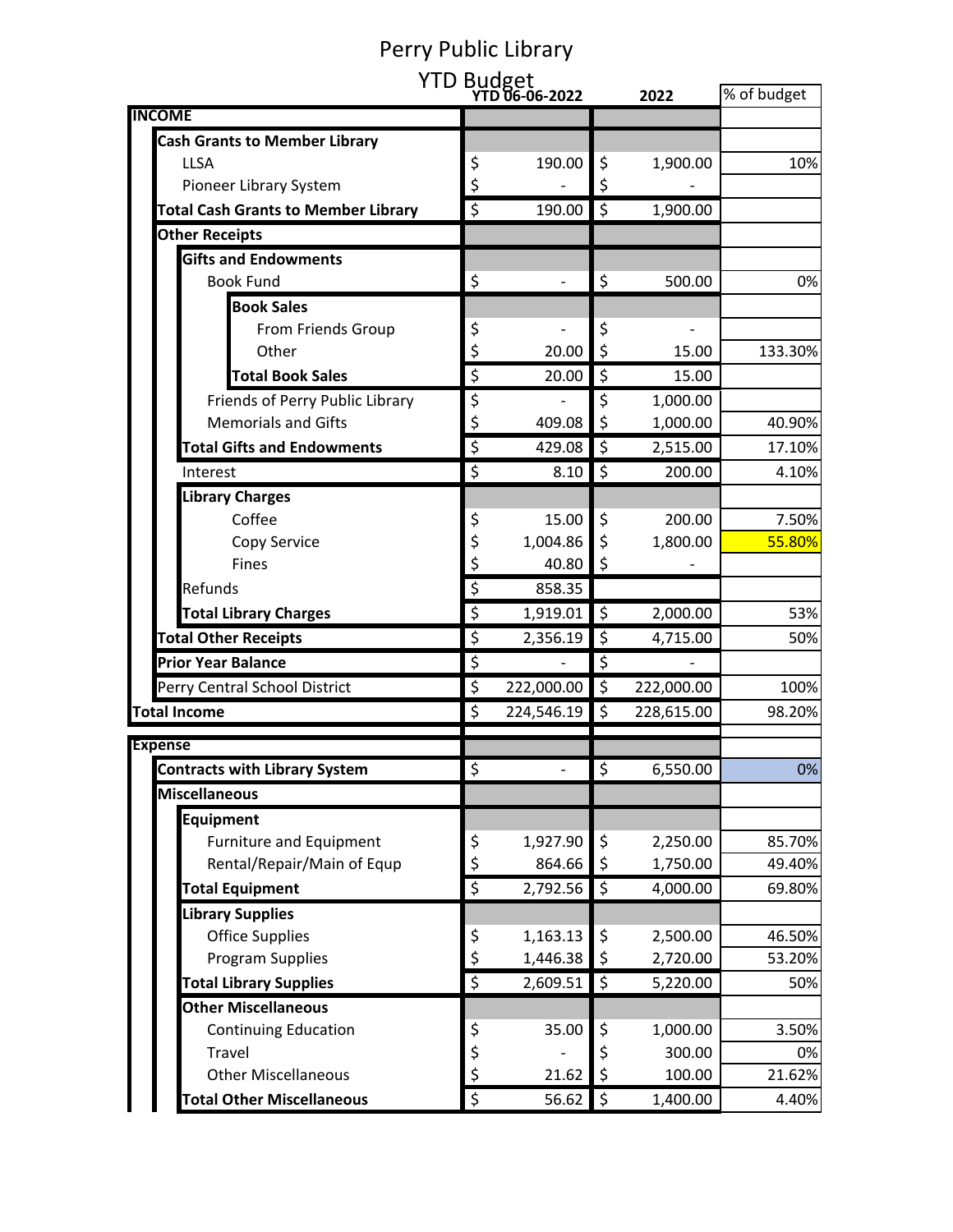# Perry Public Library

## YTD Budget

| | YTD 06-06-2022 | 2022 | % of budget |
|---|---|---|---|
| **INCOME** | | | |
| **Cash Grants to Member Library** | | | |
| LLSA | $ 190.00 | $ 1,900.00 | 10% |
| Pioneer Library System | $ - | $ - | |
| **Total Cash Grants to Member Library** | $ 190.00 | $ 1,900.00 | |
| **Other Receipts** | | | |
| **Gifts and Endowments** | | | |
| Book Fund | $ - | $ 500.00 | 0% |
| **Book Sales** | | | |
| From Friends Group | $ - | $ - | |
| Other | $ 20.00 | $ 15.00 | 133.30% |
| **Total Book Sales** | $ 20.00 | $ 15.00 | |
| Friends of Perry Public Library | $ - | $ 1,000.00 | |
| Memorials and Gifts | $ 409.08 | $ 1,000.00 | 40.90% |
| **Total Gifts and Endowments** | $ 429.08 | $ 2,515.00 | 17.10% |
| Interest | $ 8.10 | $ 200.00 | 4.10% |
| **Library Charges** | | | |
| Coffee | $ 15.00 | $ 200.00 | 7.50% |
| Copy Service | $ 1,004.86 | $ 1,800.00 | 55.80% |
| Fines | $ 40.80 | $ - | |
| Refunds | $ 858.35 | | |
| **Total Library Charges** | $ 1,919.01 | $ 2,000.00 | 53% |
| **Total Other Receipts** | $ 2,356.19 | $ 4,715.00 | 50% |
| **Prior Year Balance** | $ - | $ - | |
| Perry Central School District | $ 222,000.00 | $ 222,000.00 | 100% |
| **Total Income** | $ 224,546.19 | $ 228,615.00 | 98.20% |
| | | | |
| **Expense** | | | |
| **Contracts with Library System** | $ - | $ 6,550.00 | 0% |
| **Miscellaneous** | | | |
| **Equipment** | | | |
| Furniture and Equipment | $ 1,927.90 | $ 2,250.00 | 85.70% |
| Rental/Repair/Main of Equp | $ 864.66 | $ 1,750.00 | 49.40% |
| **Total Equipment** | $ 2,792.56 | $ 4,000.00 | 69.80% |
| **Library Supplies** | | | |
| Office Supplies | $ 1,163.13 | $ 2,500.00 | 46.50% |
| Program Supplies | $ 1,446.38 | $ 2,720.00 | 53.20% |
| **Total Library Supplies** | $ 2,609.51 | $ 5,220.00 | 50% |
| **Other Miscellaneous** | | | |
| Continuing Education | $ 35.00 | $ 1,000.00 | 3.50% |
| Travel | $ - | $ 300.00 | 0% |
| Other Miscellaneous | $ 21.62 | $ 100.00 | 21.62% |
| **Total Other Miscellaneous** | $ 56.62 | $ 1,400.00 | 4.40% |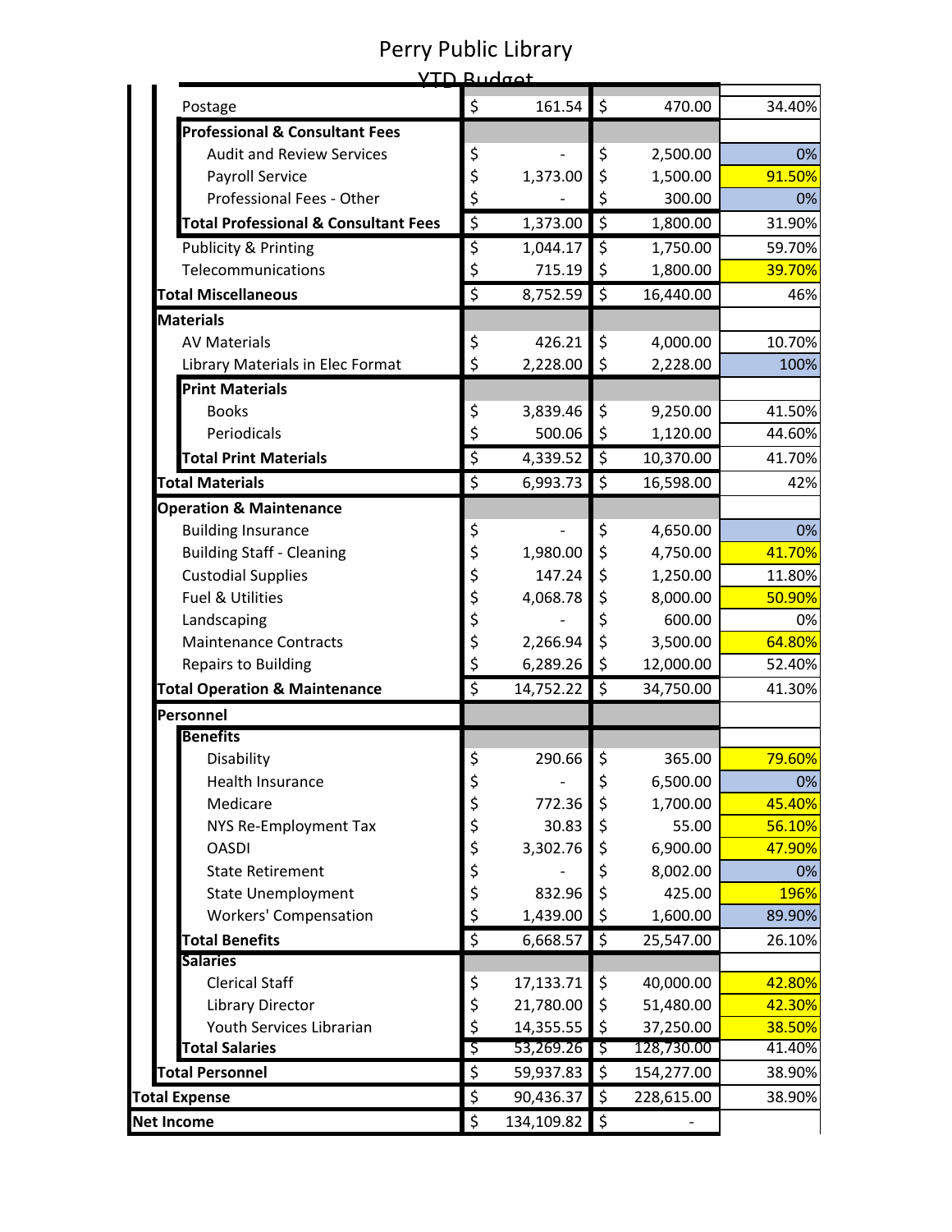# Perry Public Library

## YTD Budget

| | | | |
|---|---|---|---|
| Postage | $ 161.54 | $ 470.00 | 34.40% |
| **Professional & Consultant Fees** | | | |
| Audit and Review Services | $ - | $ 2,500.00 | 0% |
| Payroll Service | $ 1,373.00 | $ 1,500.00 | 91.50% |
| Professional Fees - Other | $ - | $ 300.00 | 0% |
| **Total Professional & Consultant Fees** | $ 1,373.00 | $ 1,800.00 | 31.90% |
| Publicity & Printing | $ 1,044.17 | $ 1,750.00 | 59.70% |
| Telecommunications | $ 715.19 | $ 1,800.00 | 39.70% |
| **Total Miscellaneous** | $ 8,752.59 | $ 16,440.00 | 46% |
| **Materials** | | | |
| AV Materials | $ 426.21 | $ 4,000.00 | 10.70% |
| Library Materials in Elec Format | $ 2,228.00 | $ 2,228.00 | 100% |
| **Print Materials** | | | |
| Books | $ 3,839.46 | $ 9,250.00 | 41.50% |
| Periodicals | $ 500.06 | $ 1,120.00 | 44.60% |
| **Total Print Materials** | $ 4,339.52 | $ 10,370.00 | 41.70% |
| **Total Materials** | $ 6,993.73 | $ 16,598.00 | 42% |
| **Operation & Maintenance** | | | |
| Building Insurance | $ - | $ 4,650.00 | 0% |
| Building Staff - Cleaning | $ 1,980.00 | $ 4,750.00 | 41.70% |
| Custodial Supplies | $ 147.24 | $ 1,250.00 | 11.80% |
| Fuel & Utilities | $ 4,068.78 | $ 8,000.00 | 50.90% |
| Landscaping | $ - | $ 600.00 | 0% |
| Maintenance Contracts | $ 2,266.94 | $ 3,500.00 | 64.80% |
| Repairs to Building | $ 6,289.26 | $ 12,000.00 | 52.40% |
| **Total Operation & Maintenance** | $ 14,752.22 | $ 34,750.00 | 41.30% |
| **Personnel** | | | |
| **Benefits** | | | |
| Disability | $ 290.66 | $ 365.00 | 79.60% |
| Health Insurance | $ - | $ 6,500.00 | 0% |
| Medicare | $ 772.36 | $ 1,700.00 | 45.40% |
| NYS Re-Employment Tax | $ 30.83 | $ 55.00 | 56.10% |
| OASDI | $ 3,302.76 | $ 6,900.00 | 47.90% |
| State Retirement | $ - | $ 8,002.00 | 0% |
| State Unemployment | $ 832.96 | $ 425.00 | 196% |
| Workers' Compensation | $ 1,439.00 | $ 1,600.00 | 89.90% |
| **Total Benefits** | $ 6,668.57 | $ 25,547.00 | 26.10% |
| **Salaries** | | | |
| Clerical Staff | $ 17,133.71 | $ 40,000.00 | 42.80% |
| Library Director | $ 21,780.00 | $ 51,480.00 | 42.30% |
| Youth Services Librarian | $ 14,355.55 | $ 37,250.00 | 38.50% |
| **Total Salaries** | $ 53,269.26 | $ 128,730.00 | 41.40% |
| **Total Personnel** | $ 59,937.83 | $ 154,277.00 | 38.90% |
| **Total Expense** | $ 90,436.37 | $ 228,615.00 | 38.90% |
| **Net Income** | $ 134,109.82 | $ - | |